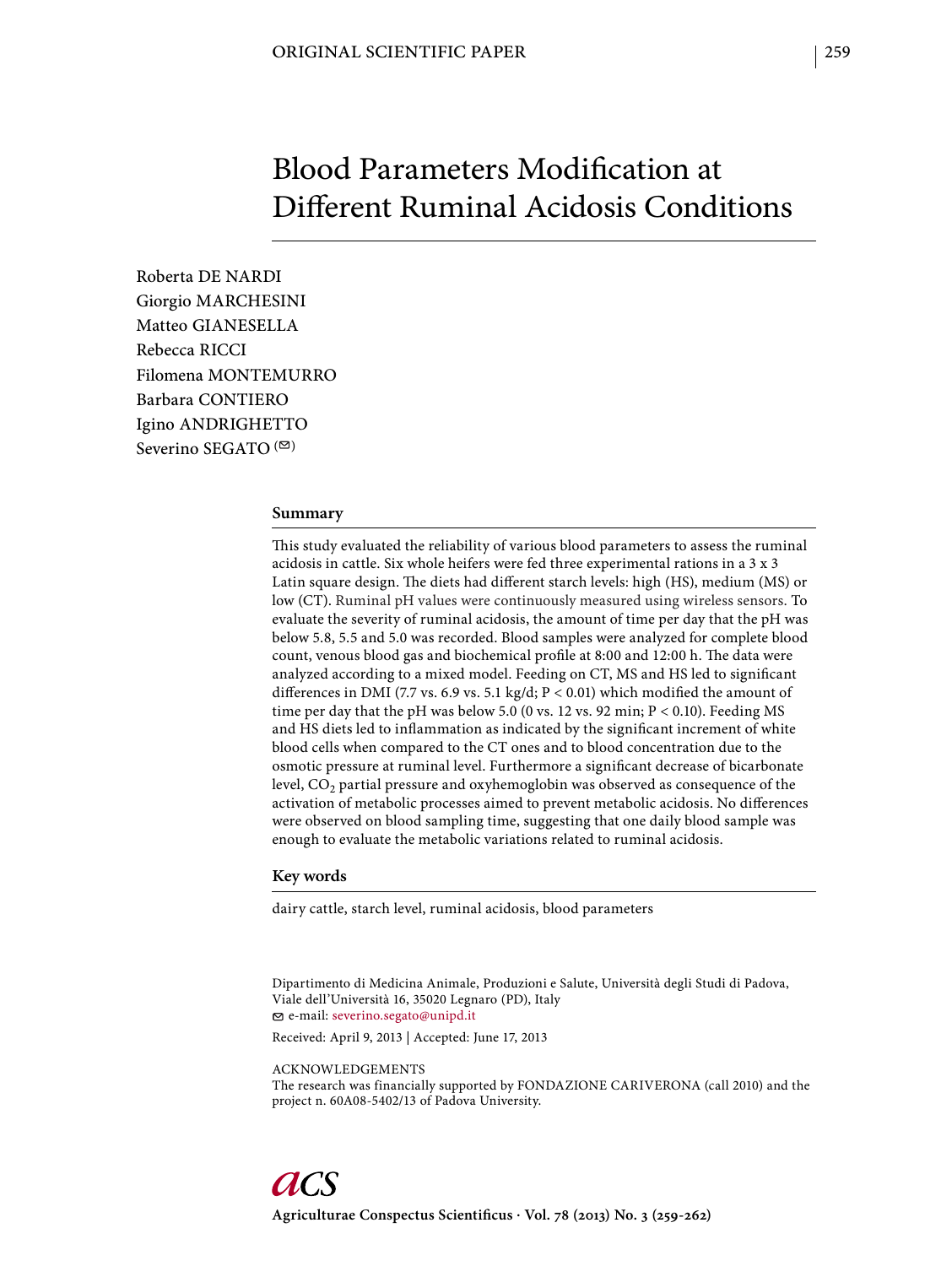# Blood Parameters Modification at Different Ruminal Acidosis Conditions

Roberta DE NARDI
Giorgio MARCHESINI
Matteo GIANESELLA
Rebecca RICCI
Filomena MONTEMURRO
Barbara CONTIERO
Igino ANDRIGHETTO
Severino SEGATO (✉)

## Summary

This study evaluated the reliability of various blood parameters to assess the ruminal acidosis in cattle. Six whole heifers were fed three experimental rations in a 3 x 3 Latin square design. The diets had different starch levels: high (HS), medium (MS) or low (CT). Ruminal pH values were continuously measured using wireless sensors. To evaluate the severity of ruminal acidosis, the amount of time per day that the pH was below 5.8, 5.5 and 5.0 was recorded. Blood samples were analyzed for complete blood count, venous blood gas and biochemical profile at 8:00 and 12:00 h. The data were analyzed according to a mixed model. Feeding on CT, MS and HS led to significant differences in DMI (7.7 vs. 6.9 vs. 5.1 kg/d; $P < 0.01$) which modified the amount of time per day that the pH was below 5.0 (0 vs. 12 vs. 92 min; $P < 0.10$). Feeding MS and HS diets led to inflammation as indicated by the significant increment of white blood cells when compared to the CT ones and to blood concentration due to the osmotic pressure at ruminal level. Furthermore a significant decrease of bicarbonate level, $CO_2$ partial pressure and oxyhemoglobin was observed as consequence of the activation of metabolic processes aimed to prevent metabolic acidosis. No differences were observed on blood sampling time, suggesting that one daily blood sample was enough to evaluate the metabolic variations related to ruminal acidosis.

## Key words

dairy cattle, starch level, ruminal acidosis, blood parameters

Dipartimento di Medicina Animale, Produzioni e Salute, Università degli Studi di Padova, Viale dell'Università 16, 35020 Legnaro (PD), Italy
✉ e-mail: severino.segato@unipd.it

Received: April 9, 2013 | Accepted: June 17, 2013

ACKNOWLEDGEMENTS
The research was financially supported by FONDAZIONE CARIVERONA (call 2010) and the project n. 60A08-5402/13 of Padova University.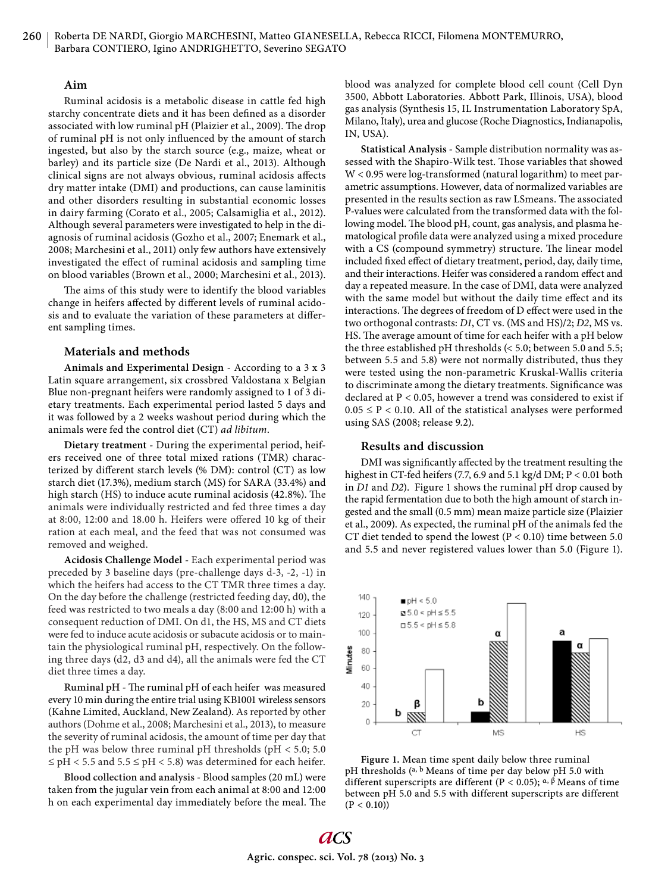## Aim

Ruminal acidosis is a metabolic disease in cattle fed high starchy concentrate diets and it has been defined as a disorder associated with low ruminal pH (Plaizier et al., 2009). The drop of ruminal pH is not only influenced by the amount of starch ingested, but also by the starch source (e.g., maize, wheat or barley) and its particle size (De Nardi et al., 2013). Although clinical signs are not always obvious, ruminal acidosis affects dry matter intake (DMI) and productions, can cause laminitis and other disorders resulting in substantial economic losses in dairy farming (Corato et al., 2005; Calsamiglia et al., 2012). Although several parameters were investigated to help in the diagnosis of ruminal acidosis (Gozho et al., 2007; Enemark et al., 2008; Marchesini et al., 2011) only few authors have extensively investigated the effect of ruminal acidosis and sampling time on blood variables (Brown et al., 2000; Marchesini et al., 2013).

The aims of this study were to identify the blood variables change in heifers affected by different levels of ruminal acidosis and to evaluate the variation of these parameters at different sampling times.

## Materials and methods

**Animals and Experimental Design** - According to a 3 x 3 Latin square arrangement, six crossbred Valdostana x Belgian Blue non-pregnant heifers were randomly assigned to 1 of 3 dietary treatments. Each experimental period lasted 5 days and it was followed by a 2 weeks washout period during which the animals were fed the control diet (CT) *ad libitum*.

**Dietary treatment** - During the experimental period, heifers received one of three total mixed rations (TMR) characterized by different starch levels (% DM): control (CT) as low starch diet (17.3%), medium starch (MS) for SARA (33.4%) and high starch (HS) to induce acute ruminal acidosis (42.8%). The animals were individually restricted and fed three times a day at 8:00, 12:00 and 18.00 h. Heifers were offered 10 kg of their ration at each meal, and the feed that was not consumed was removed and weighed.

**Acidosis Challenge Model** - Each experimental period was preceded by 3 baseline days (pre-challenge days d-3, -2, -1) in which the heifers had access to the CT TMR three times a day. On the day before the challenge (restricted feeding day, d0), the feed was restricted to two meals a day (8:00 and 12:00 h) with a consequent reduction of DMI. On d1, the HS, MS and CT diets were fed to induce acute acidosis or subacute acidosis or to maintain the physiological ruminal pH, respectively. On the following three days (d2, d3 and d4), all the animals were fed the CT diet three times a day.

**Ruminal pH** - The ruminal pH of each heifer was measured every 10 min during the entire trial using KB1001 wireless sensors (Kahne Limited, Auckland, New Zealand). As reported by other authors (Dohme et al., 2008; Marchesini et al., 2013), to measure the severity of ruminal acidosis, the amount of time per day that the pH was below three ruminal pH thresholds (pH < 5.0; 5.0 ≤ pH < 5.5 and 5.5 ≤ pH < 5.8) was determined for each heifer.

**Blood collection and analysis** - Blood samples (20 mL) were taken from the jugular vein from each animal at 8:00 and 12:00 h on each experimental day immediately before the meal. The blood was analyzed for complete blood cell count (Cell Dyn 3500, Abbott Laboratories. Abbott Park, Illinois, USA), blood gas analysis (Synthesis 15, IL Instrumentation Laboratory SpA, Milano, Italy), urea and glucose (Roche Diagnostics, Indianapolis, IN, USA).

**Statistical Analysis** - Sample distribution normality was assessed with the Shapiro-Wilk test. Those variables that showed W < 0.95 were log-transformed (natural logarithm) to meet parametric assumptions. However, data of normalized variables are presented in the results section as raw LSmeans. The associated P-values were calculated from the transformed data with the following model. The blood pH, count, gas analysis, and plasma hematological profile data were analyzed using a mixed procedure with a CS (compound symmetry) structure. The linear model included fixed effect of dietary treatment, period, day, daily time, and their interactions. Heifer was considered a random effect and day a repeated measure. In the case of DMI, data were analyzed with the same model but without the daily time effect and its interactions. The degrees of freedom of D effect were used in the two orthogonal contrasts: *D1*, CT vs. (MS and HS)/2; *D2*, MS vs. HS. The average amount of time for each heifer with a pH below the three established pH thresholds (< 5.0; between 5.0 and 5.5; between 5.5 and 5.8) were not normally distributed, thus they were tested using the non-parametric Kruskal-Wallis criteria to discriminate among the dietary treatments. Significance was declared at P < 0.05, however a trend was considered to exist if 0.05 ≤ P < 0.10. All of the statistical analyses were performed using SAS (2008; release 9.2).

## Results and discussion

DMI was significantly affected by the treatment resulting the highest in CT-fed heifers (7.7, 6.9 and 5.1 kg/d DM; P < 0.01 both in *D1* and *D2*). Figure 1 shows the ruminal pH drop caused by the rapid fermentation due to both the high amount of starch ingested and the small (0.5 mm) mean maize particle size (Plaizier et al., 2009). As expected, the ruminal pH of the animals fed the CT diet tended to spend the lowest (P < 0.10) time between 5.0 and 5.5 and never registered values lower than 5.0 (Figure 1).

**Figure 1.** Mean time spent daily below three ruminal pH thresholds ([a, b] Means of time per day below pH 5.0 with different superscripts are different (P < 0.05); [α, β] Means of time between pH 5.0 and 5.5 with different superscripts are different (P < 0.10))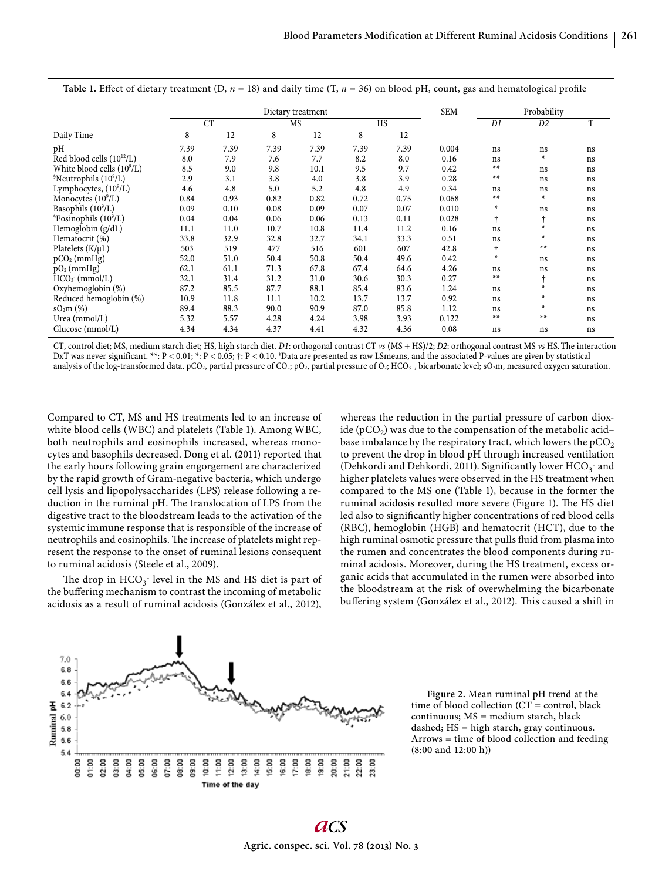**Table 1.** Effect of dietary treatment (D, $n = 18$) and daily time (T, $n = 36$) on blood pH, count, gas and hematological profile

| | Dietary treatment | | | | | | SEM | Probability | | |
|---|---|---|---|---|---|---|---|---|---|---|
| | CT | | MS | | HS | | | *D1* | *D2* | T |
| Daily Time | 8 | 12 | 8 | 12 | 8 | 12 | | | | |
| pH | 7.39 | 7.39 | 7.39 | 7.39 | 7.39 | 7.39 | 0.004 | ns | ns | ns |
| Red blood cells ($10^{12}$/L) | 8.0 | 7.9 | 7.6 | 7.7 | 8.2 | 8.0 | 0.16 | ns | * | ns |
| White blood cells ($10^9$/L) | 8.5 | 9.0 | 9.8 | 10.1 | 9.5 | 9.7 | 0.42 | ** | ns | ns |
| §Neutrophils ($10^9$/L) | 2.9 | 3.1 | 3.8 | 4.0 | 3.8 | 3.9 | 0.28 | ** | ns | ns |
| Lymphocytes, ($10^9$/L) | 4.6 | 4.8 | 5.0 | 5.2 | 4.8 | 4.9 | 0.34 | ns | ns | ns |
| Monocytes ($10^9$/L) | 0.84 | 0.93 | 0.82 | 0.82 | 0.72 | 0.75 | 0.068 | ** | * | ns |
| Basophils ($10^9$/L) | 0.09 | 0.10 | 0.08 | 0.09 | 0.07 | 0.07 | 0.010 | * | ns | ns |
| §Eosinophils ($10^9$/L) | 0.04 | 0.04 | 0.06 | 0.06 | 0.13 | 0.11 | 0.028 | † | † | ns |
| Hemoglobin (g/dL) | 11.1 | 11.0 | 10.7 | 10.8 | 11.4 | 11.2 | 0.16 | ns | * | ns |
| Hematocrit (%) | 33.8 | 32.9 | 32.8 | 32.7 | 34.1 | 33.3 | 0.51 | ns | * | ns |
| Platelets (K/μL) | 503 | 519 | 477 | 516 | 601 | 607 | 42.8 | † | ** | ns |
| $pCO_2$ (mmHg) | 52.0 | 51.0 | 50.4 | 50.8 | 50.4 | 49.6 | 0.42 | * | ns | ns |
| $pO_2$ (mmHg) | 62.1 | 61.1 | 71.3 | 67.8 | 67.4 | 64.6 | 4.26 | ns | ns | ns |
| $HCO_3^-$ (mmol/L) | 32.1 | 31.4 | 31.2 | 31.0 | 30.6 | 30.3 | 0.27 | ** | † | ns |
| Oxyhemoglobin (%) | 87.2 | 85.5 | 87.7 | 88.1 | 85.4 | 83.6 | 1.24 | ns | * | ns |
| Reduced hemoglobin (%) | 10.9 | 11.8 | 11.1 | 10.2 | 13.7 | 13.7 | 0.92 | ns | * | ns |
| $sO_2m$ (%) | 89.4 | 88.3 | 90.0 | 90.9 | 87.0 | 85.8 | 1.12 | ns | * | ns |
| Urea (mmol/L) | 5.32 | 5.57 | 4.28 | 4.24 | 3.98 | 3.93 | 0.122 | ** | ** | ns |
| Glucose (mmol/L) | 4.34 | 4.34 | 4.37 | 4.41 | 4.32 | 4.36 | 0.08 | ns | ns | ns |

CT, control diet; MS, medium starch diet; HS, high starch diet. *D1*: orthogonal contrast CT *vs* (MS + HS)/2; *D2*: orthogonal contrast MS *vs* HS. The interaction DxT was never significant. **: $P < 0.01$; *: $P < 0.05$; †: $P < 0.10$. §Data are presented as raw LSmeans, and the associated P-values are given by statistical analysis of the log-transformed data. $pCO_2$, partial pressure of $CO_2$; $pO_2$, partial pressure of $O_2$; $HCO_3^-$, bicarbonate level; $sO_2m$, measured oxygen saturation.

Compared to CT, MS and HS treatments led to an increase of white blood cells (WBC) and platelets (Table 1). Among WBC, both neutrophils and eosinophils increased, whereas monocytes and basophils decreased. Dong et al. (2011) reported that the early hours following grain engorgement are characterized by the rapid growth of Gram-negative bacteria, which undergo cell lysis and lipopolysaccharides (LPS) release following a reduction in the ruminal pH. The translocation of LPS from the digestive tract to the bloodstream leads to the activation of the systemic immune response that is responsible of the increase of neutrophils and eosinophils. The increase of platelets might represent the response to the onset of ruminal lesions consequent to ruminal acidosis (Steele et al., 2009).

The drop in $HCO_3^-$ level in the MS and HS diet is part of the buffering mechanism to contrast the incoming of metabolic acidosis as a result of ruminal acidosis (González et al., 2012), whereas the reduction in the partial pressure of carbon dioxide ($pCO_2$) was due to the compensation of the metabolic acid–base imbalance by the respiratory tract, which lowers the $pCO_2$ to prevent the drop in blood pH through increased ventilation (Dehkordi and Dehkordi, 2011). Significantly lower $HCO_3^-$ and higher platelets values were observed in the HS treatment when compared to the MS one (Table 1), because in the former the ruminal acidosis resulted more severe (Figure 1). The HS diet led also to significantly higher concentrations of red blood cells (RBC), hemoglobin (HGB) and hematocrit (HCT), due to the high ruminal osmotic pressure that pulls fluid from plasma into the rumen and concentrates the blood components during ruminal acidosis. Moreover, during the HS treatment, excess organic acids that accumulated in the rumen were absorbed into the bloodstream at the risk of overwhelming the bicarbonate buffering system (González et al., 2012). This caused a shift in

**Figure 2.** Mean ruminal pH trend at the time of blood collection (CT = control, black continuous; MS = medium starch, black dashed; HS = high starch, gray continuous. Arrows = time of blood collection and feeding (8:00 and 12:00 h))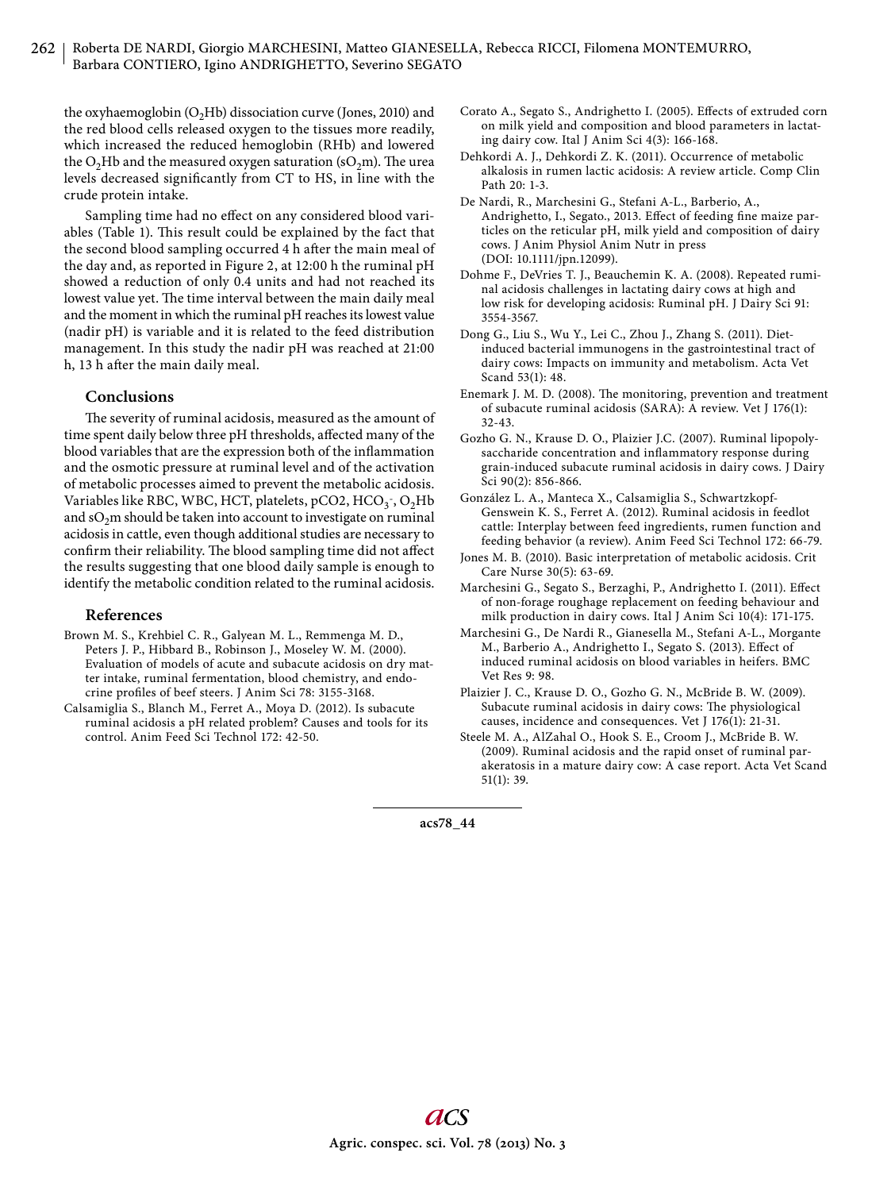the oxyhaemoglobin ($O_2Hb$) dissociation curve (Jones, 2010) and the red blood cells released oxygen to the tissues more readily, which increased the reduced hemoglobin (RHb) and lowered the $O_2Hb$ and the measured oxygen saturation ($sO_2m$). The urea levels decreased significantly from CT to HS, in line with the crude protein intake.

Sampling time had no effect on any considered blood variables (Table 1). This result could be explained by the fact that the second blood sampling occurred 4 h after the main meal of the day and, as reported in Figure 2, at 12:00 h the ruminal pH showed a reduction of only 0.4 units and had not reached its lowest value yet. The time interval between the main daily meal and the moment in which the ruminal pH reaches its lowest value (nadir pH) is variable and it is related to the feed distribution management. In this study the nadir pH was reached at 21:00 h, 13 h after the main daily meal.

## Conclusions

The severity of ruminal acidosis, measured as the amount of time spent daily below three pH thresholds, affected many of the blood variables that are the expression both of the inflammation and the osmotic pressure at ruminal level and of the activation of metabolic processes aimed to prevent the metabolic acidosis. Variables like RBC, WBC, HCT, platelets, pCO2, $HCO_3^-$, $O_2Hb$ and $sO_2m$ should be taken into account to investigate on ruminal acidosis in cattle, even though additional studies are necessary to confirm their reliability. The blood sampling time did not affect the results suggesting that one blood daily sample is enough to identify the metabolic condition related to the ruminal acidosis.

## References

Brown M. S., Krehbiel C. R., Galyean M. L., Remmenga M. D., Peters J. P., Hibbard B., Robinson J., Moseley W. M. (2000). Evaluation of models of acute and subacute acidosis on dry matter intake, ruminal fermentation, blood chemistry, and endocrine profiles of beef steers. J Anim Sci 78: 3155-3168.

Calsamiglia S., Blanch M., Ferret A., Moya D. (2012). Is subacute ruminal acidosis a pH related problem? Causes and tools for its control. Anim Feed Sci Technol 172: 42-50.

Corato A., Segato S., Andrighetto I. (2005). Effects of extruded corn on milk yield and composition and blood parameters in lactating dairy cow. Ital J Anim Sci 4(3): 166-168.

Dehkordi A. J., Dehkordi Z. K. (2011). Occurrence of metabolic alkalosis in rumen lactic acidosis: A review article. Comp Clin Path 20: 1-3.

De Nardi, R., Marchesini G., Stefani A-L., Barberio, A., Andrighetto, I., Segato., 2013. Effect of feeding fine maize particles on the reticular pH, milk yield and composition of dairy cows. J Anim Physiol Anim Nutr in press (DOI: 10.1111/jpn.12099).

Dohme F., DeVries T. J., Beauchemin K. A. (2008). Repeated ruminal acidosis challenges in lactating dairy cows at high and low risk for developing acidosis: Ruminal pH. J Dairy Sci 91: 3554-3567.

Dong G., Liu S., Wu Y., Lei C., Zhou J., Zhang S. (2011). Diet-induced bacterial immunogens in the gastrointestinal tract of dairy cows: Impacts on immunity and metabolism. Acta Vet Scand 53(1): 48.

Enemark J. M. D. (2008). The monitoring, prevention and treatment of subacute ruminal acidosis (SARA): A review. Vet J 176(1): 32-43.

Gozho G. N., Krause D. O., Plaizier J.C. (2007). Ruminal lipopolysaccharide concentration and inflammatory response during grain-induced subacute ruminal acidosis in dairy cows. J Dairy Sci 90(2): 856-866.

González L. A., Manteca X., Calsamiglia S., Schwartzkopf-Genswein K. S., Ferret A. (2012). Ruminal acidosis in feedlot cattle: Interplay between feed ingredients, rumen function and feeding behavior (a review). Anim Feed Sci Technol 172: 66-79.

Jones M. B. (2010). Basic interpretation of metabolic acidosis. Crit Care Nurse 30(5): 63-69.

Marchesini G., Segato S., Berzaghi, P., Andrighetto I. (2011). Effect of non-forage roughage replacement on feeding behaviour and milk production in dairy cows. Ital J Anim Sci 10(4): 171-175.

Marchesini G., De Nardi R., Gianesella M., Stefani A-L., Morgante M., Barberio A., Andrighetto I., Segato S. (2013). Effect of induced ruminal acidosis on blood variables in heifers. BMC Vet Res 9: 98.

Plaizier J. C., Krause D. O., Gozho G. N., McBride B. W. (2009). Subacute ruminal acidosis in dairy cows: The physiological causes, incidence and consequences. Vet J 176(1): 21-31.

Steele M. A., AlZahal O., Hook S. E., Croom J., McBride B. W. (2009). Ruminal acidosis and the rapid onset of ruminal parakeratosis in a mature dairy cow: A case report. Acta Vet Scand 51(1): 39.

acs78_44